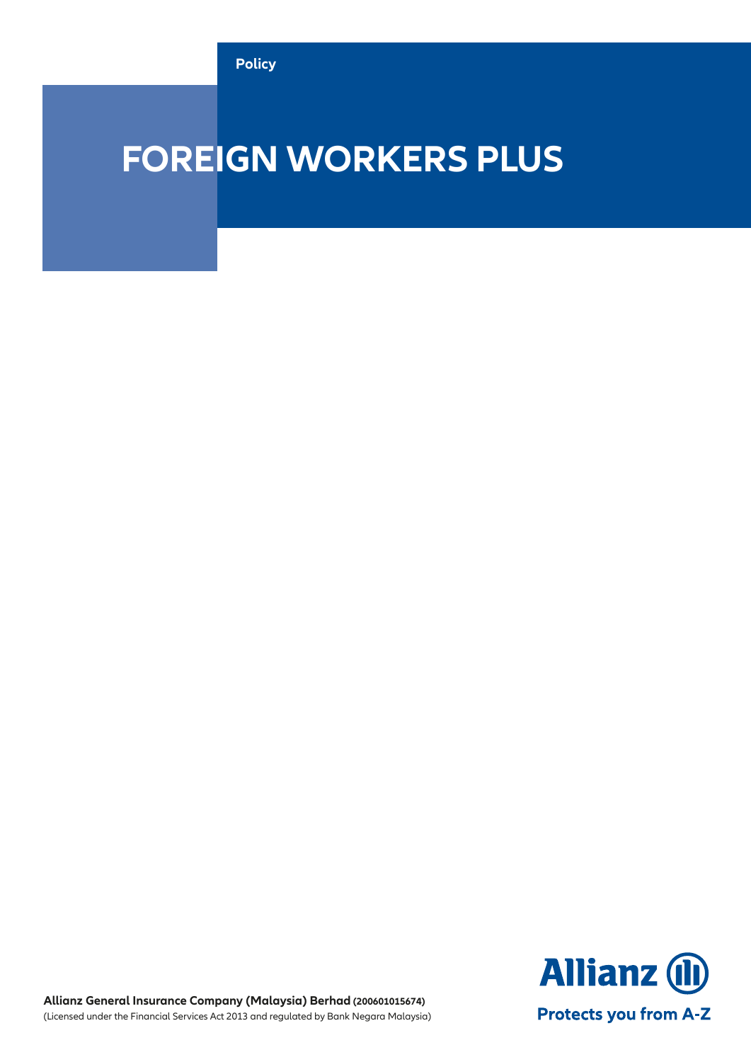Policy

# FOREIGN WORKERS PLUS

**Allianz General Insurance Company (Malaysia) Berhad (200601015674)**
(Licensed under the Financial Services Act 2013 and regulated by Bank Negara Malaysia)

Allianz

Protects you from A-Z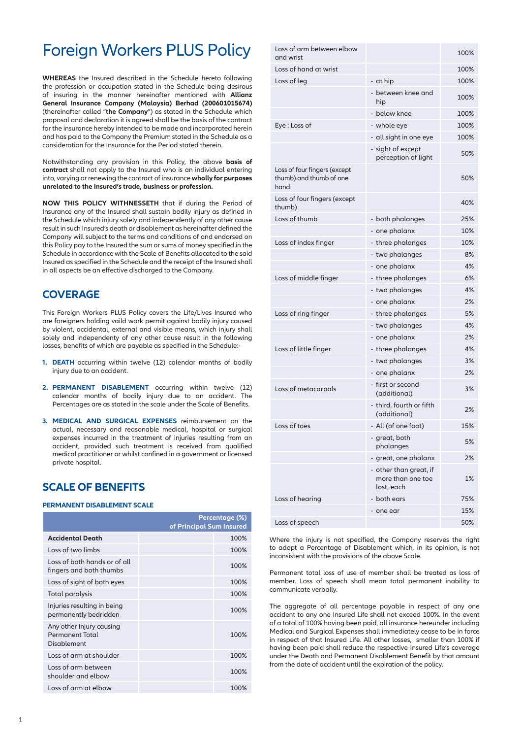# Foreign Workers PLUS Policy

**WHEREAS** the Insured described in the Schedule hereto following the profession or occupation stated in the Schedule being desirous of insuring in the manner hereinafter mentioned with **Allianz General Insurance Company (Malaysia) Berhad (200601015674)** (thereinafter called "**the Company**") as stated in the Schedule which proposal and declaration it is agreed shall be the basis of the contract for the insurance hereby intended to be made and incorporated herein and has paid to the Company the Premium stated in the Schedule as a consideration for the Insurance for the Period stated therein.

Notwithstanding any provision in this Policy, the above **basis of contract** shall not apply to the Insured who is an individual entering into, varying or renewing the contract of insurance **wholly for purposes unrelated to the Insured's trade, business or profession.**

**NOW THIS POLICY WITHNESSETH** that if during the Period of Insurance any of the Insured shall sustain bodily injury as defined in the Schedule which injury solely and independently of any other cause result in such Insured's death or disablement as hereinafter defined the Company will subject to the terms and conditions of and endorsed on this Policy pay to the Insured the sum or sums of money specified in the Schedule in accordance with the Scale of Benefits allocated to the said Insured as specified in the Schedule and the receipt of the Insured shall in all aspects be an effective discharged to the Company.

## COVERAGE

This Foreign Workers PLUS Policy covers the Life/Lives Insured who are foreigners holding vaild work permit against bodily injury caused by violent, accidental, external and visible means, which injury shall solely and independenty of any other cause result in the following losses, benefits of which are payable as specified in the Schedule:-

1. **DEATH** occurring within twelve (12) calendar months of bodily injury due to an accident.
2. **PERMANENT DISABLEMENT** occurring within twelve (12) calendar months of bodily injury due to an accident. The Percentages are as stated in the scale under the Scale of Benefits.
3. **MEDICAL AND SURGICAL EXPENSES** reimbursement on the actual, necessary and reasonable medical, hospital or surgical expenses incurred in the treatment of injuries resulting from an accident, provided such treatment is received from qualified medical practitioner or whilst confined in a government or licensed private hospital.

## SCALE OF BENEFITS

### PERMANENT DISABLEMENT SCALE

| | | Percentage (%) of Principal Sum Insured |
|---|---|---|
| **Accidental Death** | | 100% |
| Loss of two limbs | | 100% |
| Loss of both hands or of all fingers and both thumbs | | 100% |
| Loss of sight of both eyes | | 100% |
| Total paralysis | | 100% |
| Injuries resulting in being permanently bedridden | | 100% |
| Any other Injury causing Permanent Total Disablement | | 100% |
| Loss of arm at shoulder | | 100% |
| Loss of arm between shoulder and elbow | | 100% |
| Loss of arm at elbow | | 100% |
| Loss of arm between elbow and wrist | | 100% |
| Loss of hand at wrist | | 100% |
| Loss of leg | - at hip | 100% |
| | - between knee and hip | 100% |
| | - below knee | 100% |
| Eye : Loss of | - whole eye | 100% |
| | - all sight in one eye | 100% |
| | - sight of except perception of light | 50% |
| Loss of four fingers (except thumb) and thumb of one hand | | 50% |
| Loss of four fingers (except thumb) | | 40% |
| Loss of thumb | - both phalanges | 25% |
| | - one phalanx | 10% |
| Loss of index finger | - three phalanges | 10% |
| | - two phalanges | 8% |
| | - one phalanx | 4% |
| Loss of middle finger | - three phalanges | 6% |
| | - two phalanges | 4% |
| | - one phalanx | 2% |
| Loss of ring finger | - three phalanges | 5% |
| | - two phalanges | 4% |
| | - one phalanx | 2% |
| Loss of little finger | - three phalanges | 4% |
| | - two phalanges | 3% |
| | - one phalanx | 2% |
| Loss of metacarpals | - first or second (additional) | 3% |
| | - third, fourth or fifth (additional) | 2% |
| Loss of toes | - All (of one foot) | 15% |
| | - great, both phalanges | 5% |
| | - great, one phalanx | 2% |
| | - other than great, if more than one toe lost, each | 1% |
| Loss of hearing | - both ears | 75% |
| | - one ear | 15% |
| Loss of speech | | 50% |

Where the injury is not specified, the Company reserves the right to adopt a Percentage of Disablement which, in its opinion, is not inconsistent with the provisions of the above Scale.

Permanent total loss of use of member shall be treated as loss of member. Loss of speech shall mean total permanent inability to communicate verbally.

The aggregate of all percentage payable in respect of any one accident to any one Insured Life shall not exceed 100%. In the event of a total of 100% having been paid, all insurance hereunder including Medical and Surgical Expenses shall immediately cease to be in force in respect of that Insured Life. All other losses, smaller than 100% if having been paid shall reduce the respective Insured Life's coverage under the Death and Permanent Disablement Benefit by that amount from the date of accident until the expiration of the policy.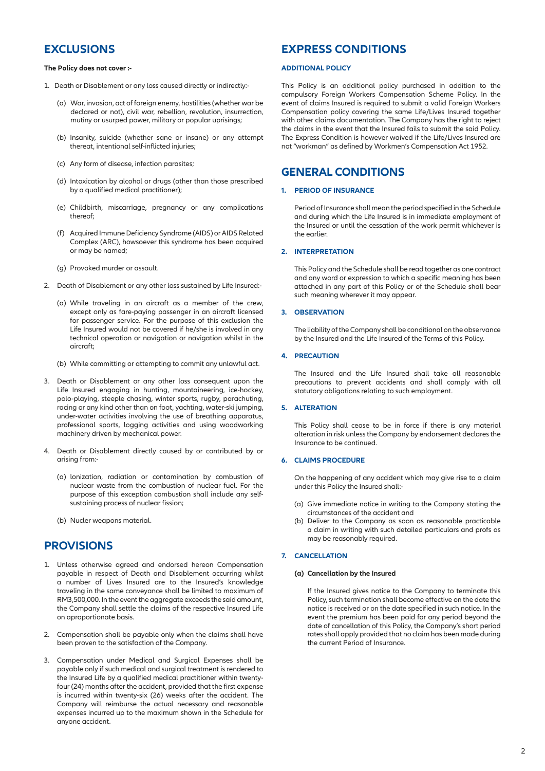## EXCLUSIONS

**The Policy does not cover :-**

1. Death or Disablement or any loss caused directly or indirectly:-
   (a) War, invasion, act of foreign enemy, hostilities (whether war be declared or not), civil war, rebellion, revolution, insurrection, mutiny or usurped power, military or popular uprisings;
   (b) Insanity, suicide (whether sane or insane) or any attempt thereat, intentional self-inflicted injuries;
   (c) Any form of disease, infection parasites;
   (d) Intoxication by alcohol or drugs (other than those prescribed by a qualified medical practitioner);
   (e) Childbirth, miscarriage, pregnancy or any complications thereof;
   (f) Acquired Immune Deficiency Syndrome (AIDS) or AIDS Related Complex (ARC), howsoever this syndrome has been acquired or may be named;
   (g) Provoked murder or assault.
2. Death of Disablement or any other loss sustained by Life Insured:-
   (a) While traveling in an aircraft as a member of the crew, except only as fare-paying passenger in an aircraft licensed for passenger service. For the purpose of this exclusion the Life Insured would not be covered if he/she is involved in any technical operation or navigation or navigation whilst in the aircraft;
   (b) While committing or attempting to commit any unlawful act.
3. Death or Disablement or any other loss consequent upon the Life Insured engaging in hunting, mountaineering, ice-hockey, polo-playing, steeple chasing, winter sports, rugby, parachuting, racing or any kind other than on foot, yachting, water-ski jumping, under-water activities involving the use of breathing apparatus, professional sports, logging activities and using woodworking machinery driven by mechanical power.
4. Death or Disablement directly caused by or contributed by or arising from:-
   (a) Ionization, radiation or contamination by combustion of nuclear waste from the combustion of nuclear fuel. For the purpose of this exception combustion shall include any self-sustaining process of nuclear fission;
   (b) Nucler weapons material.

## PROVISIONS

1. Unless otherwise agreed and endorsed hereon Compensation payable in respect of Death and Disablement occurring whilst a number of Lives Insured are to the Insured's knowledge traveling in the same conveyance shall be limited to maximum of RM3,500,000. In the event the aggregate exceeds the said amount, the Company shall settle the claims of the respective Insured Life on aproportionate basis.
2. Compensation shall be payable only when the claims shall have been proven to the satisfaction of the Company.
3. Compensation under Medical and Surgical Expenses shall be payable only if such medical and surgical treatment is rendered to the Insured Life by a qualified medical practitioner within twenty-four (24) months after the accident, provided that the first expense is incurred within twenty-six (26) weeks after the accident. The Company will reimburse the actual necessary and reasonable expenses incurred up to the maximum shown in the Schedule for anyone accident.

## EXPRESS CONDITIONS

### ADDITIONAL POLICY

This Policy is an additional policy purchased in addition to the compulsory Foreign Workers Compensation Scheme Policy. In the event of claims Insured is required to submit a valid Foreign Workers Compensation policy covering the same Life/Lives Insured together with other claims documentation. The Company has the right to reject the claims in the event that the Insured fails to submit the said Policy. The Express Condition is however waived if the Life/Lives Insured are not "workman" as defined by Workmen's Compensation Act 1952.

## GENERAL CONDITIONS

### 1. PERIOD OF INSURANCE

Period of Insurance shall mean the period specified in the Schedule and during which the Life Insured is in immediate employment of the Insured or until the cessation of the work permit whichever is the earlier.

### 2. INTERPRETATION

This Policy and the Schedule shall be read together as one contract and any word or expression to which a specific meaning has been attached in any part of this Policy or of the Schedule shall bear such meaning wherever it may appear.

### 3. OBSERVATION

The liability of the Company shall be conditional on the observance by the Insured and the Life Insured of the Terms of this Policy.

### 4. PRECAUTION

The Insured and the Life Insured shall take all reasonable precautions to prevent accidents and shall comply with all statutory obligations relating to such employment.

### 5. ALTERATION

This Policy shall cease to be in force if there is any material alteration in risk unless the Company by endorsement declares the Insurance to be continued.

### 6. CLAIMS PROCEDURE

On the happening of any accident which may give rise to a claim under this Policy the Insured shall:-

(a) Give immediate notice in writing to the Company stating the circumstances of the accident and
(b) Deliver to the Company as soon as reasonable practicable a claim in writing with such detailed particulars and profs as may be reasonably required.

### 7. CANCELLATION

**(a) Cancellation by the Insured**

If the Insured gives notice to the Company to terminate this Policy, such termination shall become effective on the date the notice is received or on the date specified in such notice. In the event the premium has been paid for any period beyond the date of cancellation of this Policy, the Company's short period rates shall apply provided that no claim has been made during the current Period of Insurance.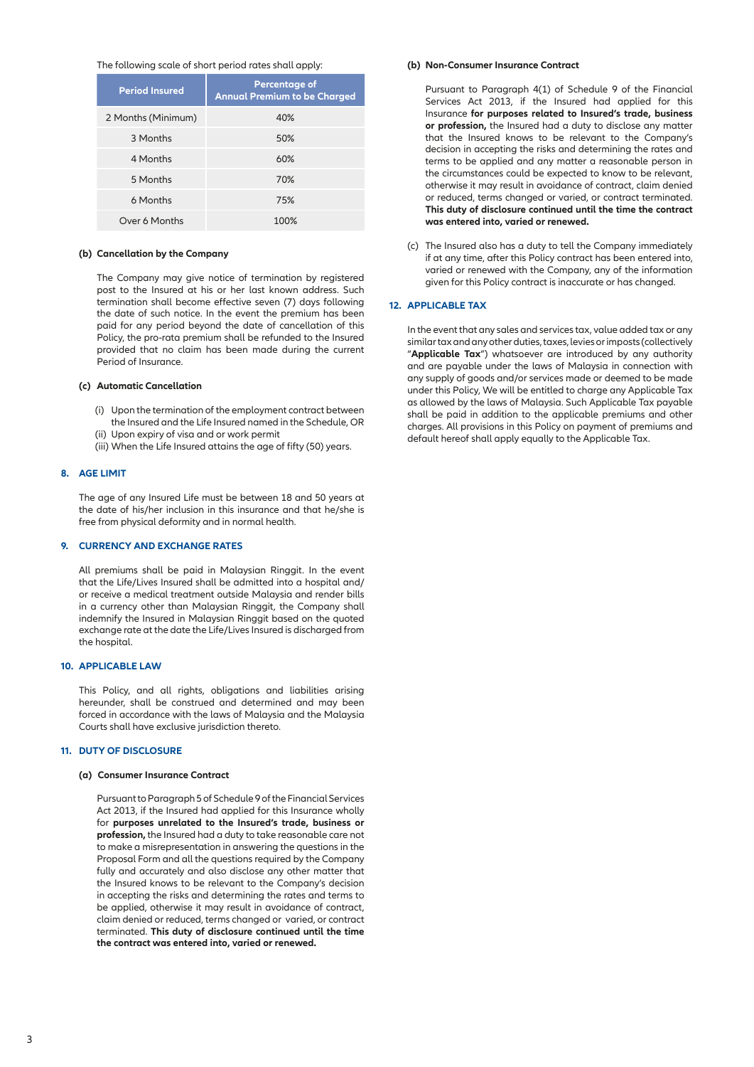The following scale of short period rates shall apply:

| Period Insured | Percentage of Annual Premium to be Charged |
|---|---|
| 2 Months (Minimum) | 40% |
| 3 Months | 50% |
| 4 Months | 60% |
| 5 Months | 70% |
| 6 Months | 75% |
| Over 6 Months | 100% |

**(b) Cancellation by the Company**

The Company may give notice of termination by registered post to the Insured at his or her last known address. Such termination shall become effective seven (7) days following the date of such notice. In the event the premium has been paid for any period beyond the date of cancellation of this Policy, the pro-rata premium shall be refunded to the Insured provided that no claim has been made during the current Period of Insurance.

**(c) Automatic Cancellation**

(i) Upon the termination of the employment contract between the Insured and the Life Insured named in the Schedule, OR
(ii) Upon expiry of visa and or work permit
(iii) When the Life Insured attains the age of fifty (50) years.

## 8. AGE LIMIT

The age of any Insured Life must be between 18 and 50 years at the date of his/her inclusion in this insurance and that he/she is free from physical deformity and in normal health.

## 9. CURRENCY AND EXCHANGE RATES

All premiums shall be paid in Malaysian Ringgit. In the event that the Life/Lives Insured shall be admitted into a hospital and/or receive a medical treatment outside Malaysia and render bills in a currency other than Malaysian Ringgit, the Company shall indemnify the Insured in Malaysian Ringgit based on the quoted exchange rate at the date the Life/Lives Insured is discharged from the hospital.

## 10. APPLICABLE LAW

This Policy, and all rights, obligations and liabilities arising hereunder, shall be construed and determined and may been forced in accordance with the laws of Malaysia and the Malaysia Courts shall have exclusive jurisdiction thereto.

## 11. DUTY OF DISCLOSURE

**(a) Consumer Insurance Contract**

Pursuant to Paragraph 5 of Schedule 9 of the Financial Services Act 2013, if the Insured had applied for this Insurance wholly for **purposes unrelated to the Insured's trade, business or profession,** the Insured had a duty to take reasonable care not to make a misrepresentation in answering the questions in the Proposal Form and all the questions required by the Company fully and accurately and also disclose any other matter that the Insured knows to be relevant to the Company's decision in accepting the risks and determining the rates and terms to be applied, otherwise it may result in avoidance of contract, claim denied or reduced, terms changed or varied, or contract terminated. **This duty of disclosure continued until the time the contract was entered into, varied or renewed.**

**(b) Non-Consumer Insurance Contract**

Pursuant to Paragraph 4(1) of Schedule 9 of the Financial Services Act 2013, if the Insured had applied for this Insurance **for purposes related to Insured's trade, business or profession,** the Insured had a duty to disclose any matter that the Insured knows to be relevant to the Company's decision in accepting the risks and determining the rates and terms to be applied and any matter a reasonable person in the circumstances could be expected to know to be relevant, otherwise it may result in avoidance of contract, claim denied or reduced, terms changed or varied, or contract terminated. **This duty of disclosure continued until the time the contract was entered into, varied or renewed.**

(c) The Insured also has a duty to tell the Company immediately if at any time, after this Policy contract has been entered into, varied or renewed with the Company, any of the information given for this Policy contract is inaccurate or has changed.

## 12. APPLICABLE TAX

In the event that any sales and services tax, value added tax or any similar tax and any other duties, taxes, levies or imposts (collectively "**Applicable Tax**") whatsoever are introduced by any authority and are payable under the laws of Malaysia in connection with any supply of goods and/or services made or deemed to be made under this Policy, We will be entitled to charge any Applicable Tax as allowed by the laws of Malaysia. Such Applicable Tax payable shall be paid in addition to the applicable premiums and other charges. All provisions in this Policy on payment of premiums and default hereof shall apply equally to the Applicable Tax.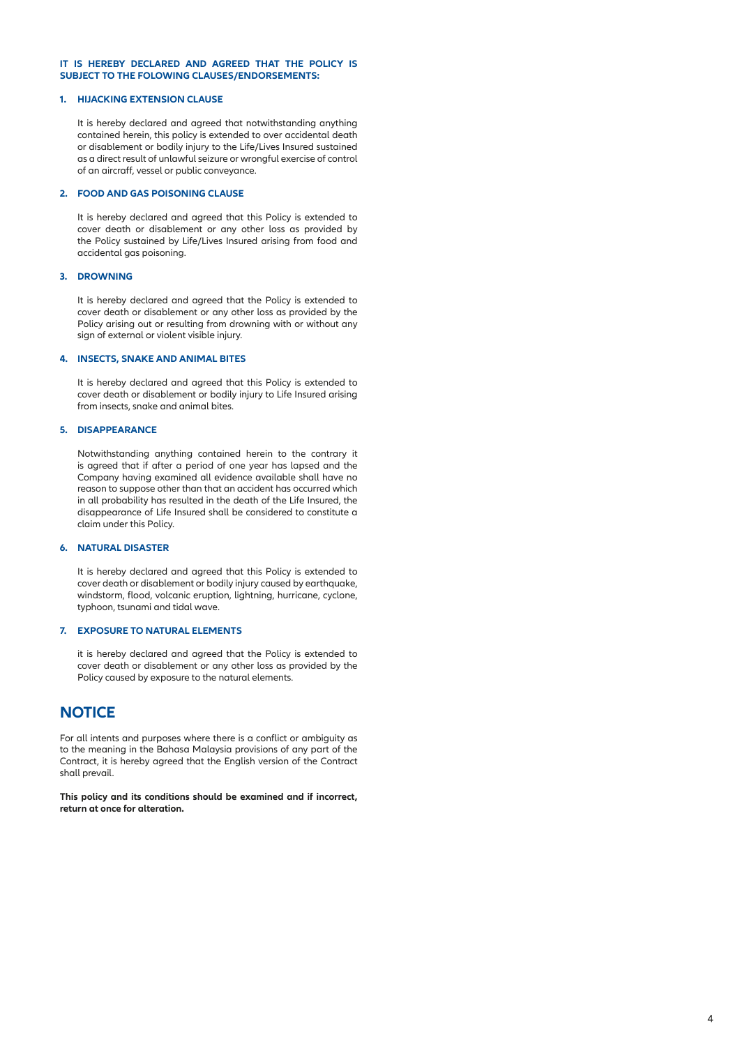**IT IS HEREBY DECLARED AND AGREED THAT THE POLICY IS SUBJECT TO THE FOLOWING CLAUSES/ENDORSEMENTS:**

**1. HIJACKING EXTENSION CLAUSE**

It is hereby declared and agreed that notwithstanding anything contained herein, this policy is extended to over accidental death or disablement or bodily injury to the Life/Lives Insured sustained as a direct result of unlawful seizure or wrongful exercise of control of an aircaff, vessel or public conveyance.

**2. FOOD AND GAS POISONING CLAUSE**

It is hereby declared and agreed that this Policy is extended to cover death or disablement or any other loss as provided by the Policy sustained by Life/Lives Insured arising from food and accidental gas poisoning.

**3. DROWNING**

It is hereby declared and agreed that the Policy is extended to cover death or disablement or any other loss as provided by the Policy arising out or resulting from drowning with or without any sign of external or violent visible injury.

**4. INSECTS, SNAKE AND ANIMAL BITES**

It is hereby declared and agreed that this Policy is extended to cover death or disablement or bodily injury to Life Insured arising from insects, snake and animal bites.

**5. DISAPPEARANCE**

Notwithstanding anything contained herein to the contrary it is agreed that if after a period of one year has lapsed and the Company having examined all evidence available shall have no reason to suppose other than that an accident has occurred which in all probability has resulted in the death of the Life Insured, the disappearance of Life Insured shall be considered to constitute a claim under this Policy.

**6. NATURAL DISASTER**

It is hereby declared and agreed that this Policy is extended to cover death or disablement or bodily injury caused by earthquake, windstorm, flood, volcanic eruption, lightning, hurricane, cyclone, typhoon, tsunami and tidal wave.

**7. EXPOSURE TO NATURAL ELEMENTS**

it is hereby declared and agreed that the Policy is extended to cover death or disablement or any other loss as provided by the Policy caused by exposure to the natural elements.

## NOTICE

For all intents and purposes where there is a conflict or ambiguity as to the meaning in the Bahasa Malaysia provisions of any part of the Contract, it is hereby agreed that the English version of the Contract shall prevail.

**This policy and its conditions should be examined and if incorrect, return at once for alteration.**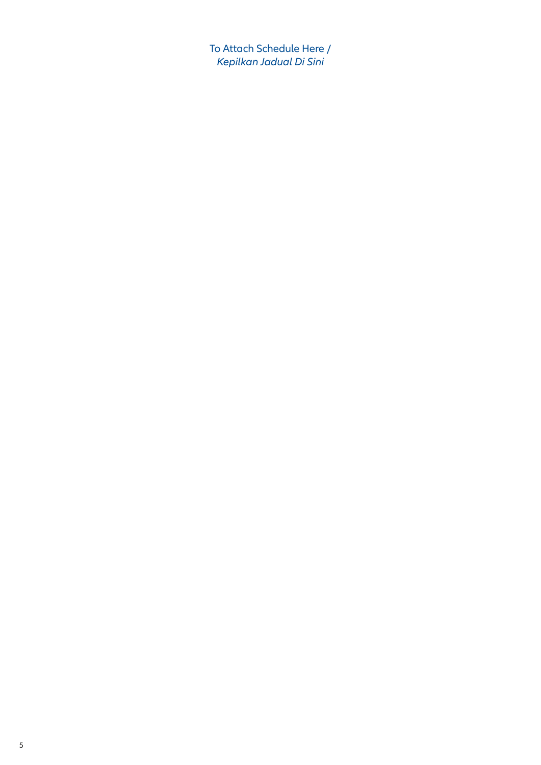To Attach Schedule Here /
*Kepilkan Jadual Di Sini*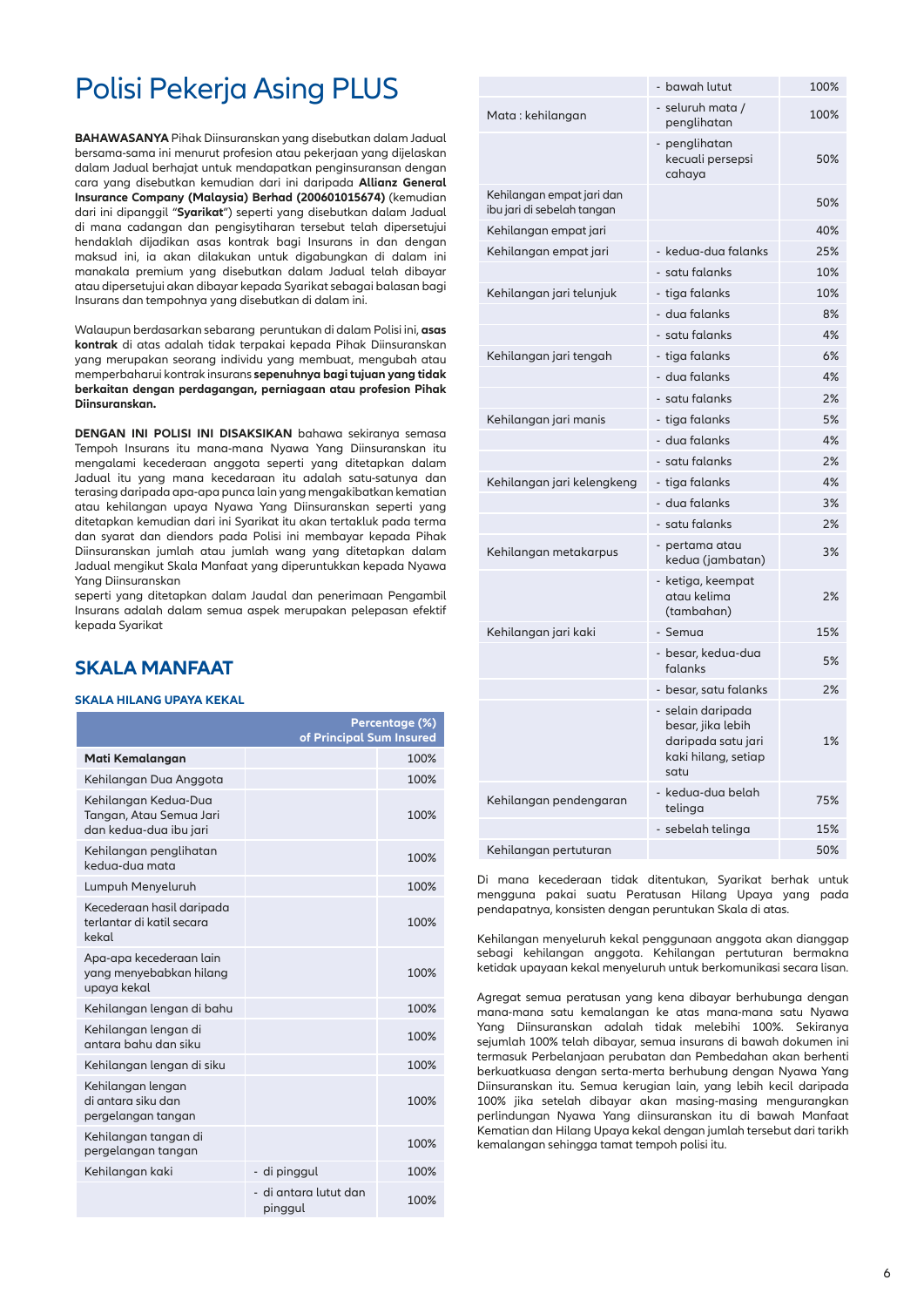# Polisi Pekerja Asing PLUS

**BAHAWASANYA** Pihak Diinsuranskan yang disebutkan dalam Jadual bersama-sama ini menurut profesion atau pekerjaan yang dijelaskan dalam Jadual berhajat untuk mendapatkan penginsuranan dengan cara yang disebutkan kemudian dari ini daripada **Allianz General Insurance Company (Malaysia) Berhad (200601015674)** (kemudian dari ini dipanggil "**Syarikat**") seperti yang disebutkan dalam Jadual di mana cadangan dan pengisytiharan tersebut telah dipersetujui hendaklah dijadikan asas kontrak bagi Insurans in dan dengan maksud ini, ia akan dilakukan untuk digabungkan di dalam ini manakala premium yang disebutkan dalam Jadual telah dibayar atau dipersetujui akan dibayar kepada Syarikat sebagai balasan bagi Insurans dan tempohnya yang disebutkan di dalam ini.

Walaupun berdasarkan sebarang peruntukan di dalam Polisi ini, **asas kontrak** di atas adalah tidak terpakai kepada Pihak Diinsuranskan yang merupakan seorang individu yang membuat, mengubah atau memperbaharui kontrak insurans **sepenuhnya bagi tujuan yang tidak berkaitan dengan perdagangan, perniagaan atau profesion Pihak Diinsuranskan.**

**DENGAN INI POLISI INI DISAKSIKAN** bahawa sekiranya semasa Tempoh Insurans itu mana-mana Nyawa Yang Diinsuranskan itu mengalami kecederaan anggota seperti yang ditetapkan dalam Jadual itu yang mana kecedaraan itu adalah satu-satunya dan terasing daripada apa-apa punca lain yang mengakibatkan kematian atau kehilangan upaya Nyawa Yang Diinsuranskan seperti yang ditetapkan kemudian dari ini Syarikat itu akan tertakluk pada terma dan syarat dan diendors pada Polisi ini membayar kepada Pihak Diinsuranskan jumlah atau jumlah wang yang ditetapkan dalam Jadual mengikut Skala Manfaat yang diperuntukkan kepada Nyawa Yang Diinsuranskan
seperti yang ditetapkan dalam Jaudal dan penerimaan Pengambil Insurans adalah dalam semua aspek merupakan pelepasan efektif kepada Syarikat

## SKALA MANFAAT

### SKALA HILANG UPAYA KEKAL

| | | Percentage (%) of Principal Sum Insured |
|---|---|---|
| **Mati Kemalangan** | | 100% |
| Kehilangan Dua Anggota | | 100% |
| Kehilangan Kedua-Dua Tangan, Atau Semua Jari dan kedua-dua ibu jari | | 100% |
| Kehilangan penglihatan kedua-dua mata | | 100% |
| Lumpuh Menyeluruh | | 100% |
| Kecederaan hasil daripada terlantar di katil secara kekal | | 100% |
| Apa-apa kecederaan lain yang menyebabkan hilang upaya kekal | | 100% |
| Kehilangan lengan di bahu | | 100% |
| Kehilangan lengan di antara bahu dan siku | | 100% |
| Kehilangan lengan di siku | | 100% |
| Kehilangan lengan di antara siku dan pergelangan tangan | | 100% |
| Kehilangan tangan di pergelangan tangan | | 100% |
| Kehilangan kaki | - di pinggul | 100% |
| | - di antara lutut dan pinggul | 100% |
| | - bawah lutut | 100% |
| Mata : kehilangan | - seluruh mata / penglihatan | 100% |
| | - penglihatan kecuali persepsi cahaya | 50% |
| Kehilangan empat jari dan ibu jari di sebelah tangan | | 50% |
| Kehilangan empat jari | | 40% |
| Kehilangan empat jari | - kedua-dua falanks | 25% |
| | - satu falanks | 10% |
| Kehilangan jari telunjuk | - tiga falanks | 10% |
| | - dua falanks | 8% |
| | - satu falanks | 4% |
| Kehilangan jari tengah | - tiga falanks | 6% |
| | - dua falanks | 4% |
| | - satu falanks | 2% |
| Kehilangan jari manis | - tiga falanks | 5% |
| | - dua falanks | 4% |
| | - satu falanks | 2% |
| Kehilangan jari kelengkeng | - tiga falanks | 4% |
| | - dua falanks | 3% |
| | - satu falanks | 2% |
| Kehilangan metakarpus | - pertama atau kedua (jambatan) | 3% |
| | - ketiga, keempat atau kelima (tambahan) | 2% |
| Kehilangan jari kaki | - Semua | 15% |
| | - besar, kedua-dua falanks | 5% |
| | - besar, satu falanks | 2% |
| | - selain daripada besar, jika lebih daripada satu jari kaki hilang, setiap satu | 1% |
| Kehilangan pendengaran | - kedua-dua belah telinga | 75% |
| | - sebelah telinga | 15% |
| Kehilangan pertuturan | | 50% |

Di mana kecederaan tidak ditentukan, Syarikat berhak untuk mengguna pakai suatu Peratusan Hilang Upaya yang pada pendapatnya, konsisten dengan peruntukan Skala di atas.

Kehilangan menyeluruh kekal penggunaan anggota akan dianggap sebagi kehilangan anggota. Kehilangan pertuturan bermakna ketidak upayaan kekal menyeluruh untuk berkomunikasi secara lisan.

Agregat semua peratusan yang kena dibayar berhubunga dengan mana-mana satu kemalangan ke atas mana-mana satu Nyawa Yang Diinsuranskan adalah tidak melebihi 100%. Sekiranya sejumlah 100% telah dibayar, semua insurans di bawah dokumen ini termasuk Perbelanjaan perubatan dan Pembedahan akan berhenti berkuatkuasa dengan serta-merta berhubung dengan Nyawa Yang Diinsuranskan itu. Semua kerugian lain, yang lebih kecil daripada 100% jika setelah dibayar akan masing-masing mengurangkan perlindungan Nyawa Yang diinsuranskan itu di bawah Manfaat Kematian dan Hilang Upaya kekal dengan jumlah tersebut dari tarikh kemalangan sehingga tamat tempoh polisi itu.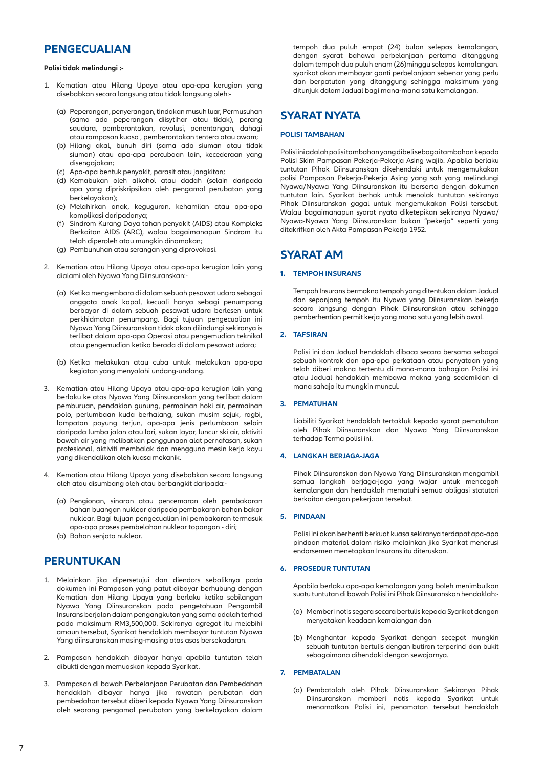## PENGECUALIAN

**Polisi tidak melindungi :-**

1. Kematian atau Hilang Upaya atau apa-apa kerugian yang disebabkan secara langsung atau tidak langsung oleh:-

   (a) Peperangan, penyerangan, tindakan musuh luar, Permusuhan (sama ada peperangan diisytihar atau tidak), perang saudara, pemberontakan, revolusi, penentangan, dahagi atau rampasan kuasa , pemberontakan tentera atau awam;
   (b) Hilang akal, bunuh diri (sama ada siuman atau tidak siuman) atau apa-apa percubaan lain, kecederaan yang disengajakan;
   (c) Apa-apa bentuk penyakit, parasit atau jangkitan;
   (d) Kemabukan oleh alkohol atau dadah (selain daripada apa yang dipriskripsikan oleh pengamal perubatan yang berkelayakan);
   (e) Melahirkan anak, keguguran, kehamilan atau apa-apa komplikasi daripadanya;
   (f) Sindrom Kurang Daya tahan penyakit (AIDS) atau Kompleks Berkaitan AIDS (ARC), walau bagaimanapun Sindrom itu telah diperoleh atau mungkin dinamakan;
   (g) Pembunuhan atau serangan yang diprovokasi.

2. Kematian atau Hilang Upaya atau apa-apa kerugian lain yang dialami oleh Nyawa Yang Diinsuranskan:-

   (a) Ketika mengembara di dalam sebuah pesawat udara sebagai anggota anak kapal, kecuali hanya sebagi penumpang berbayar di dalam sebuah pesawat udara berlesen untuk perkhidmatan penumpang. Bagi tujuan pengecualian ini Nyawa Yang Diinsuranskan tidak akan dilindungi sekiranya is terlibat dalam apa-apa Operasi atau pengemudian teknikal atau pengemudian ketika berada di dalam pesawat udara;

   (b) Ketika melakukan atau cuba untuk melakukan apa-apa kegiatan yang menyalahi undang-undang.

3. Kematian atau Hilang Upaya atau apa-apa kerugian lain yang berlaku ke atas Nyawa Yang Diinsuranskan yang terlibat dalam pemburuan, pendakian gunung, permainan hoki air, permainan polo, perlumbaan kuda berhalang, sukan musim sejuk, ragbi, lompatan payung terjun, apa-apa jenis perlumbaan selain daripada lumba lumba jalan atau lari, sukan layar, luncur ski air, aktiviti bawah air yang melibatkan penggunaan alat pernafasan, sukan profesional, aktiviti membalak dan mengguna mesin kerja kayu yang dikendalikan oleh kuasa mekanik.

4. Kematian atau Hilang Upaya yang disebabkan secara langsung oleh atau disumbang oleh atau berbangkit daripada:-

   (a) Pengionan, sinaran atau pencemaran oleh pembakaran bahan buangan nuklear daripada pembakaran bahan bakar nuklear. Bagi tujuan pengecualian ini pembakaran termasuk apa-apa proses pembelahan nuklear topangan - diri;
   (b) Bahan senjata nuklear.

## PERUNTUKAN

1. Melainkan jika dipersetujui dan diendors sebaliknya pada dokumen ini Pampasan yang patut dibayar berhubung dengan Kematian dan Hilang Upaya yang berlaku ketika sebilangan Nyawa Yang Diinsuranskan pada pengetahuan Pengambil Insurans berjalan dalam pengangkutan yang sama adalah terhad pada maksimum RM3,500,000. Sekiranya agregat itu melebihi amaun tersebut, Syarikat hendaklah membayar tuntutan Nyawa Yang diinsuranskan masing-masing atas asas bersekadaran.

2. Pampasan hendaklah dibayar hanya apabila tuntutan telah dibukti dengan memuaskan kepada Syarikat.

3. Pampasan di bawah Perbelanjaan Perubatan dan Pembedahan hendaklah dibayar hanya jika rawatan perubatan dan pembedahan tersebut diberi kepada Nyawa Yang Diinsuranskan oleh seorang pengamal perubatan yang berkelayakan dalam tempoh dua puluh empat (24) bulan selepas kemalangan, dengan syarat bahawa perbelanjaan pertama ditanggung dalam tempoh dua puluh enam (26)minggu selepas kemalangan. syarikat akan membayar ganti perbelanjaan sebenar yang perlu dan berpatutan yang ditanggung sehingga maksimum yang ditunjuk dalam Jadual bagi mana-mana satu kemalangan.

## SYARAT NYATA

### POLISI TAMBAHAN

Polisi ini adalah polisi tambahan yang dibeli sebagai tambahan kepada Polisi Skim Pampasan Pekerja-Pekerja Asing wajib. Apabila berlaku tuntutan Pihak Diinsuranskan dikehendaki untuk mengemukakan polisi Pampasan Pekerja-Pekerja Asing yang sah yang melindungi Nyawa/Nyawa Yang Diinsuranskan itu berserta dengan dokumen tuntutan lain. Syarikat berhak untuk menolak tuntutan sekiranya Pihak Diinsuranskan gagal untuk mengemukakan Polisi tersebut. Walau bagaimanapun syarat nyata diketepikan sekiranya Nyawa/ Nyawa-Nyawa Yang Diinsuranskan bukan "pekerja" seperti yang ditakrifkan oleh Akta Pampasan Pekerja 1952.

## SYARAT AM

### 1. TEMPOH INSURANS

Tempoh Insurans bermakna tempoh yang ditentukan dalam Jadual dan sepanjang tempoh itu Nyawa yang Diinsuranskan bekerja secara langsung dengan Pihak Diinsuranskan atau sehingga pemberhentian permit kerja yang mana satu yang lebih awal.

### 2. TAFSIRAN

Polisi ini dan Jadual hendaklah dibaca secara bersama sebagai sebuah kontrak dan apa-apa perkataan atau penyataan yang telah diberi makna tertentu di mana-mana bahagian Polisi ini atau Jadual hendaklah membawa makna yang sedemikian di mana sahaja itu mungkin muncul.

### 3. PEMATUHAN

Liabiliti Syarikat hendaklah tertakluk kepada syarat pematuhan oleh Pihak Diinsuranskan dan Nyawa Yang Diinsuranskan terhadap Terma polisi ini.

### 4. LANGKAH BERJAGA-JAGA

Pihak Diinsuranskan dan Nyawa Yang Diinsuranskan mengambil semua langkah berjaga-jaga yang wajar untuk mencegah kemalangan dan hendaklah mematuhi semua obligasi statutori berkaitan dengan pekerjaan tersebut.

### 5. PINDAAN

Polisi ini akan berhenti berkuat kuasa sekiranya terdapat apa-apa pindaan material dalam risiko melainkan jika Syarikat menerusi endorsemen menetapkan Insurans itu diteruskan.

### 6. PROSEDUR TUNTUTAN

Apabila berlaku apa-apa kemalangan yang boleh menimbulkan suatu tuntutan di bawah Polisi ini Pihak Diinsuranskan hendaklah:-

(a) Memberi notis segera secara bertulis kepada Syarikat dengan menyatakan keadaan kemalangan dan

(b) Menghantar kepada Syarikat dengan secepat mungkin sebuah tuntutan bertulis dengan butiran terperinci dan bukit sebagaimana dihendaki dengan sewajarnya.

### 7. PEMBATALAN

(a) Pembatalah oleh Pihak Diinsuranskan Sekiranya Pihak Diinsuranskan memberi notis kepada Syarikat untuk menamatkan Polisi ini, penamatan tersebut hendaklah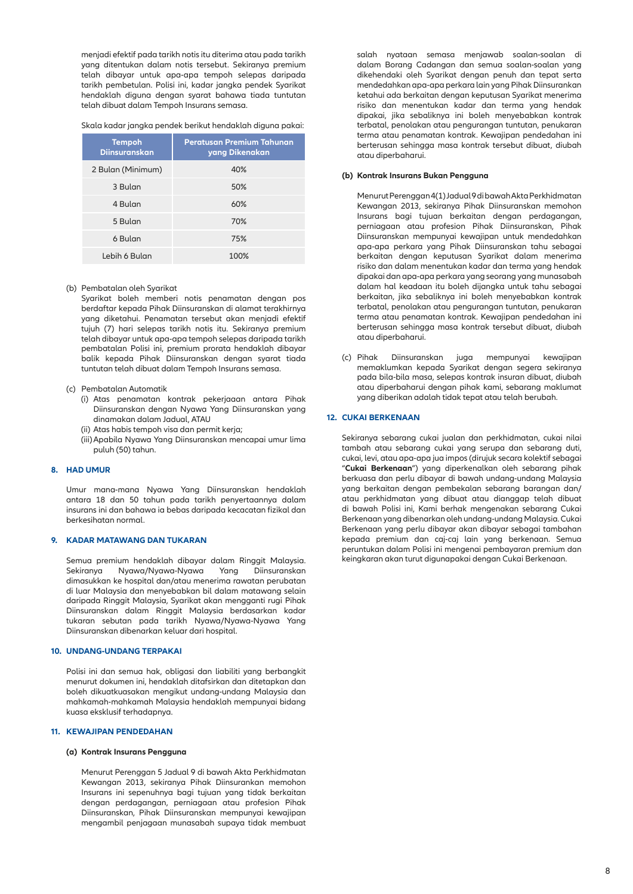menjadi efektif pada tarikh notis itu diterima atau pada tarikh yang ditentukan dalam notis tersebut. Sekiranya premium telah dibayar untuk apa-apa tempoh selepas daripada tarikh pembetulan. Polisi ini, kadar jangka pendek Syarikat hendaklah diguna dengan syarat bahawa tiada tuntutan telah dibuat dalam Tempoh Insurans semasa.

Skala kadar jangka pendek berikut hendaklah diguna pakai:

| Tempoh Diinsuranskan | Peratusan Premium Tahunan yang Dikenakan |
|---|---|
| 2 Bulan (Minimum) | 40% |
| 3 Bulan | 50% |
| 4 Bulan | 60% |
| 5 Bulan | 70% |
| 6 Bulan | 75% |
| Lebih 6 Bulan | 100% |

(b) Pembatalan oleh Syarikat
Syarikat boleh memberi notis penamatan dengan pos berdaftar kepada Pihak Diinsuranskan di alamat terakhirnya yang diketahui. Penamatan tersebut akan menjadi efektif tujuh (7) hari selepas tarikh notis itu. Sekiranya premium telah dibayar untuk apa-apa tempoh selepas daripada tarikh pembatalan Polisi ini, premium prorata hendaklah dibayar balik kepada Pihak Diinsuranskan dengan syarat tiada tuntutan telah dibuat dalam Tempoh Insurans semasa.

(c) Pembatalan Automatik
(i) Atas penamatan kontrak pekerjaan antara Pihak Diinsuranskan dengan Nyawa Yang Diinsuranskan yang dinamakan dalam Jadual, ATAU
(ii) Atas habis tempoh visa dan permit kerja;
(iii) Apabila Nyawa Yang Diinsuranskan mencapai umur lima puluh (50) tahun.

## 8. HAD UMUR

Umur mana-mana Nyawa Yang Diinsuranskan hendaklah antara 18 dan 50 tahun pada tarikh penyertaannya dalam insurans ini dan bahawa ia bebas daripada kecacatan fizikal dan berkesihatan normal.

## 9. KADAR MATAWANG DAN TUKARAN

Semua premium hendaklah dibayar dalam Ringgit Malaysia. Sekiranya Nyawa/Nyawa-Nyawa Yang Diinsuranskan dimasukkan ke hospital dan/atau menerima rawatan perubatan di luar Malaysia dan menyebabkan bil dalam matawang selain daripada Ringgit Malaysia, Syarikat akan mengganti rugi Pihak Diinsuranskan dalam Ringgit Malaysia berdasarkan kadar tukaran sebutan pada tarikh Nyawa/Nyawa-Nyawa Yang Diinsuranskan dibenarkan keluar dari hospital.

## 10. UNDANG-UNDANG TERPAKAI

Polisi ini dan semua hak, obligasi dan liabiliti yang berbangkit menurut dokumen ini, hendaklah ditafsirkan dan ditetapkan dan boleh dikuatkuasakan mengikut undang-undang Malaysia dan mahkamah-mahkamah Malaysia hendaklah mempunyai bidang kuasa eksklusif terhadapnya.

## 11. KEWAJIPAN PENDEDAHAN

**(a) Kontrak Insurans Pengguna**

Menurut Perenggan 5 Jadual 9 di bawah Akta Perkhidmatan Kewangan 2013, sekiranya Pihak Diinsurankan memohon Insurans ini sepenuhnya bagi tujuan yang tidak berkaitan dengan perdagangan, perniagaan atau profesion Pihak Diinsuranskan, Pihak Diinsuranskan mempunyai kewajipan mengambil penjagaan munasabah supaya tidak membuat salah nyataan semasa menjawab soalan-soalan di dalam Borang Cadangan dan semua soalan-soalan yang dikehendaki oleh Syarikat dengan penuh dan tepat serta mendedahkan apa-apa perkara lain yang Pihak Diinsurankan ketahui ada berkaitan dengan keputusan Syarikat menerima risiko dan menentukan kadar dan terma yang hendak dipakai, jika sebaliknya ini boleh menyebabkan kontrak terbatal, penolakan atau pengurangan tuntutan, penukaran terma atau penamatan kontrak. Kewajipan pendedahan ini berterusan sehingga masa kontrak tersebut dibuat, diubah atau diperbaharui.

**(b) Kontrak Insurans Bukan Pengguna**

Menurut Perenggan 4(1) Jadual 9 di bawah Akta Perkhidmatan Kewangan 2013, sekiranya Pihak Diinsuranskan memohon Insurans bagi tujuan berkaitan dengan perdagangan, perniagaan atau profesion Pihak Diinsuranskan, Pihak Diinsuranskan mempunyai kewajipan untuk mendedahkan apa-apa perkara yang Pihak Diinsuranskan tahu sebagai berkaitan dengan keputusan Syarikat dalam menerima risiko dan dalam menentukan kadar dan terma yang hendak dipakai dan apa-apa perkara yang seorang yang munasabah dalam hal keadaan itu boleh dijangka untuk tahu sebagai berkaitan, jika sebaliknya ini boleh menyebabkan kontrak terbatal, penolakan atau pengurangan tuntutan, penukaran terma atau penamatan kontrak. Kewajipan pendedahan ini berterusan sehingga masa kontrak tersebut dibuat, diubah atau diperbaharui.

(c) Pihak Diinsuranskan juga mempunyai kewajipan memaklumkan kepada Syarikat dengan segera sekiranya pada bila-bila masa, selepas kontrak insuran dibuat, diubah atau diperbaharui dengan pihak kami, sebarang maklumat yang diberikan adalah tidak tepat atau telah berubah.

## 12. CUKAI BERKENAAN

Sekiranya sebarang cukai jualan dan perkhidmatan, cukai nilai tambah atau sebarang cukai yang serupa dan sebarang duti, cukai, levi, atau apa-apa jua impos (dirujuk secara kolektif sebagai "**Cukai Berkenaan**") yang diperkenalkan oleh sebarang pihak berkuasa dan perlu dibayar di bawah undang-undang Malaysia yang berkaitan dengan pembekalan sebarang barangan dan/atau perkhidmatan yang dibuat atau dianggap telah dibuat di bawah Polisi ini, Kami berhak mengenakan sebarang Cukai Berkenaan yang dibenarkan oleh undang-undang Malaysia. Cukai Berkenaan yang perlu dibayar akan dibayar sebagai tambahan kepada premium dan caj-caj lain yang berkenaan. Semua peruntukan dalam Polisi ini mengenai pembayaran premium dan keingkaran akan turut digunapakai dengan Cukai Berkenaan.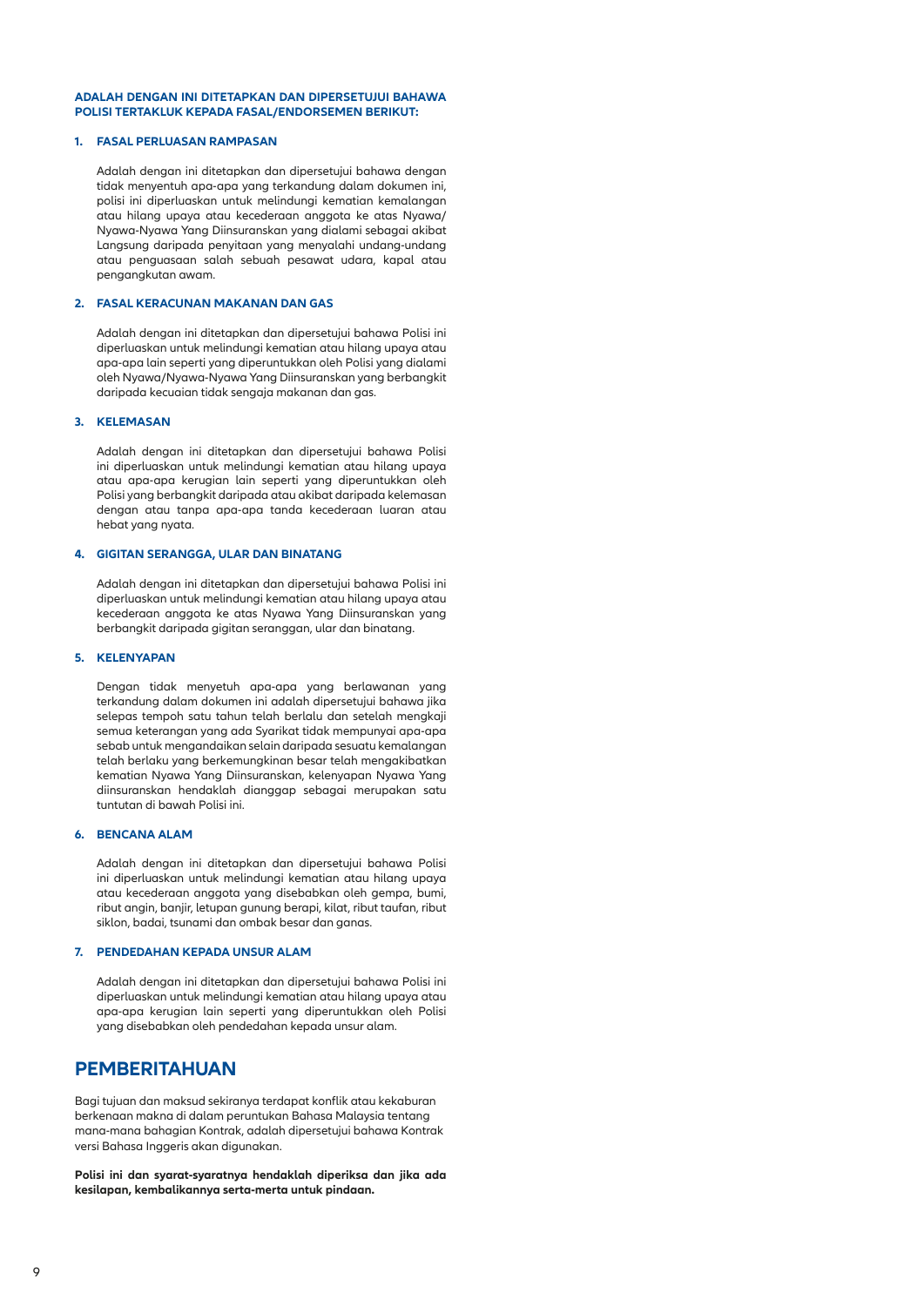**ADALAH DENGAN INI DITETAPKAN DAN DIPERSETUJUI BAHAWA POLISI TERTAKLUK KEPADA FASAL/ENDORSEMEN BERIKUT:**

### 1. FASAL PERLUASAN RAMPASAN

Adalah dengan ini ditetapkan dan dipersetujui bahawa dengan tidak menyentuh apa-apa yang terkandung dalam dokumen ini, polisi ini diperluaskan untuk melindungi kematian kemalangan atau hilang upaya atau kecederaan anggota ke atas Nyawa/ Nyawa-Nyawa Yang Diinsuranskan yang dialami sebagai akibat Langsung daripada penyitaan yang menyalahi undang-undang atau penguasaan salah sebuah pesawat udara, kapal atau pengangkutan awam.

### 2. FASAL KERACUNAN MAKANAN DAN GAS

Adalah dengan ini ditetapkan dan dipersetujui bahawa Polisi ini diperluaskan untuk melindungi kematian atau hilang upaya atau apa-apa lain seperti yang diperuntukkan oleh Polisi yang dialami oleh Nyawa/Nyawa-Nyawa Yang Diinsuranskan yang berbangkit daripada kecuaian tidak sengaja makanan dan gas.

### 3. KELEMASAN

Adalah dengan ini ditetapkan dan dipersetujui bahawa Polisi ini diperluaskan untuk melindungi kematian atau hilang upaya atau apa-apa kerugian lain seperti yang diperuntukkan oleh Polisi yang berbangkit daripada atau akibat daripada kelemasan dengan atau tanpa apa-apa tanda kecederaan luaran atau hebat yang nyata.

### 4. GIGITAN SERANGGA, ULAR DAN BINATANG

Adalah dengan ini ditetapkan dan dipersetujui bahawa Polisi ini diperluaskan untuk melindungi kematian atau hilang upaya atau kecederaan anggota ke atas Nyawa Yang Diinsuranskan yang berbangkit daripada gigitan seranggan, ular dan binatang.

### 5. KELENYAPAN

Dengan tidak menyetuh apa-apa yang berlawanan yang terkandung dalam dokumen ini adalah dipersetujui bahawa jika selepas tempoh satu tahun telah berlalu dan setelah mengkaji semua keterangan yang ada Syarikat tidak mempunyai apa-apa sebab untuk mengandaikan selain daripada sesuatu kemalangan telah berlaku yang berkemungkinan besar telah mengakibatkan kematian Nyawa Yang Diinsuranskan, kelenyapan Nyawa Yang diinsuranskan hendaklah dianggap sebagai merupakan satu tuntutan di bawah Polisi ini.

### 6. BENCANA ALAM

Adalah dengan ini ditetapkan dan dipersetujui bahawa Polisi ini diperluaskan untuk melindungi kematian atau hilang upaya atau kecederaan anggota yang disebabkan oleh gempa, bumi, ribut angin, banjir, letupan gunung berapi, kilat, ribut taufan, ribut siklon, badai, tsunami dan ombak besar dan ganas.

### 7. PENDEDAHAN KEPADA UNSUR ALAM

Adalah dengan ini ditetapkan dan dipersetujui bahawa Polisi ini diperluaskan untuk melindungi kematian atau hilang upaya atau apa-apa kerugian lain seperti yang diperuntukkan oleh Polisi yang disebabkan oleh pendedahan kepada unsur alam.

## PEMBERITAHUAN

Bagi tujuan dan maksud sekiranya terdapat konflik atau kekaburan berkenaan makna di dalam peruntukan Bahasa Malaysia tentang mana-mana bahagian Kontrak, adalah dipersetujui bahawa Kontrak versi Bahasa Inggeris akan digunakan.

**Polisi ini dan syarat-syaratnya hendaklah diperiksa dan jika ada kesilapan, kembalikannya serta-merta untuk pindaan.**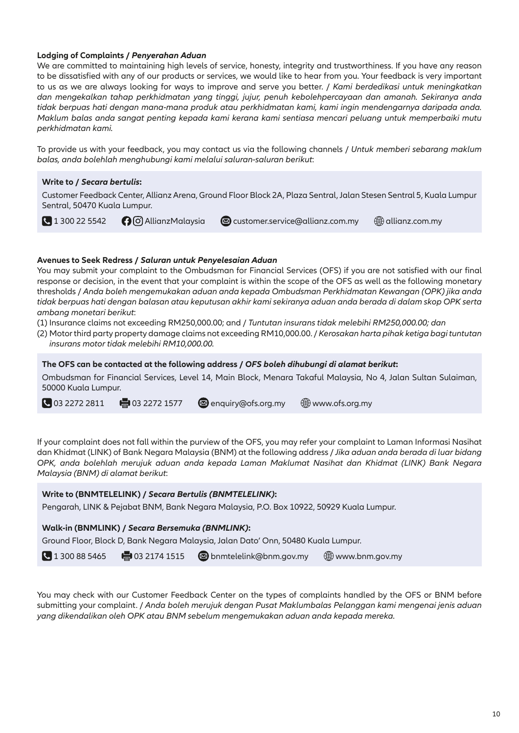**Lodging of Complaints / *Penyerahan Aduan***

We are committed to maintaining high levels of service, honesty, integrity and trustworthiness. If you have any reason to be dissatisfied with any of our products or services, we would like to hear from you. Your feedback is very important to us as we are always looking for ways to improve and serve you better. / *Kami berdedikasi untuk meningkatkan dan mengekalkan tahap perkhidmatan yang tinggi, jujur, penuh kebolehpercayaan dan amanah. Sekiranya anda tidak berpuas hati dengan mana-mana produk atau perkhidmatan kami, kami ingin mendengarnya daripada anda. Maklum balas anda sangat penting kepada kami kerana kami sentiasa mencari peluang untuk memperbaiki mutu perkhidmatan kami.*

To provide us with your feedback, you may contact us via the following channels / *Untuk memberi sebarang maklum balas, anda bolehlah menghubungi kami melalui saluran-saluran berikut*:

**Write to / *Secara bertulis*:**

Customer Feedback Center, Allianz Arena, Ground Floor Block 2A, Plaza Sentral, Jalan Stesen Sentral 5, Kuala Lumpur Sentral, 50470 Kuala Lumpur.

1 300 22 5542 | AllianzMalaysia | customer.service@allianz.com.my | allianz.com.my

**Avenues to Seek Redress / *Saluran untuk Penyelesaian Aduan***

You may submit your complaint to the Ombudsman for Financial Services (OFS) if you are not satisfied with our final response or decision, in the event that your complaint is within the scope of the OFS as well as the following monetary thresholds / *Anda boleh mengemukakan aduan anda kepada Ombudsman Perkhidmatan Kewangan (OPK) jika anda tidak berpuas hati dengan balasan atau keputusan akhir kami sekiranya aduan anda berada di dalam skop OPK serta ambang monetari berikut*:

(1) Insurance claims not exceeding RM250,000.00; and / *Tuntutan insurans tidak melebihi RM250,000.00; dan*
(2) Motor third party property damage claims not exceeding RM10,000.00. / *Kerosakan harta pihak ketiga bagi tuntutan insurans motor tidak melebihi RM10,000.00.*

**The OFS can be contacted at the following address / *OFS boleh dihubungi di alamat berikut*:**

Ombudsman for Financial Services, Level 14, Main Block, Menara Takaful Malaysia, No 4, Jalan Sultan Sulaiman, 50000 Kuala Lumpur.

03 2272 2811 | 03 2272 1577 | enquiry@ofs.org.my | www.ofs.org.my

If your complaint does not fall within the purview of the OFS, you may refer your complaint to Laman Informasi Nasihat dan Khidmat (LINK) of Bank Negara Malaysia (BNM) at the following address / *Jika aduan anda berada di luar bidang OPK, anda bolehlah merujuk aduan anda kepada Laman Maklumat Nasihat dan Khidmat (LINK) Bank Negara Malaysia (BNM) di alamat berikut*:

**Write to (BNMTELELINK) / *Secara Bertulis (BNMTELELINK)*:**

Pengarah, LINK & Pejabat BNM, Bank Negara Malaysia, P.O. Box 10922, 50929 Kuala Lumpur.

**Walk-in (BNMLINK) / *Secara Bersemuka (BNMLINK)*:**

Ground Floor, Block D, Bank Negara Malaysia, Jalan Dato' Onn, 50480 Kuala Lumpur.

1 300 88 5465 | 03 2174 1515 | bnmtelelink@bnm.gov.my | www.bnm.gov.my

You may check with our Customer Feedback Center on the types of complaints handled by the OFS or BNM before submitting your complaint. / *Anda boleh merujuk dengan Pusat Maklumbalas Pelanggan kami mengenai jenis aduan yang dikendalikan oleh OPK atau BNM sebelum mengemukakan aduan anda kepada mereka.*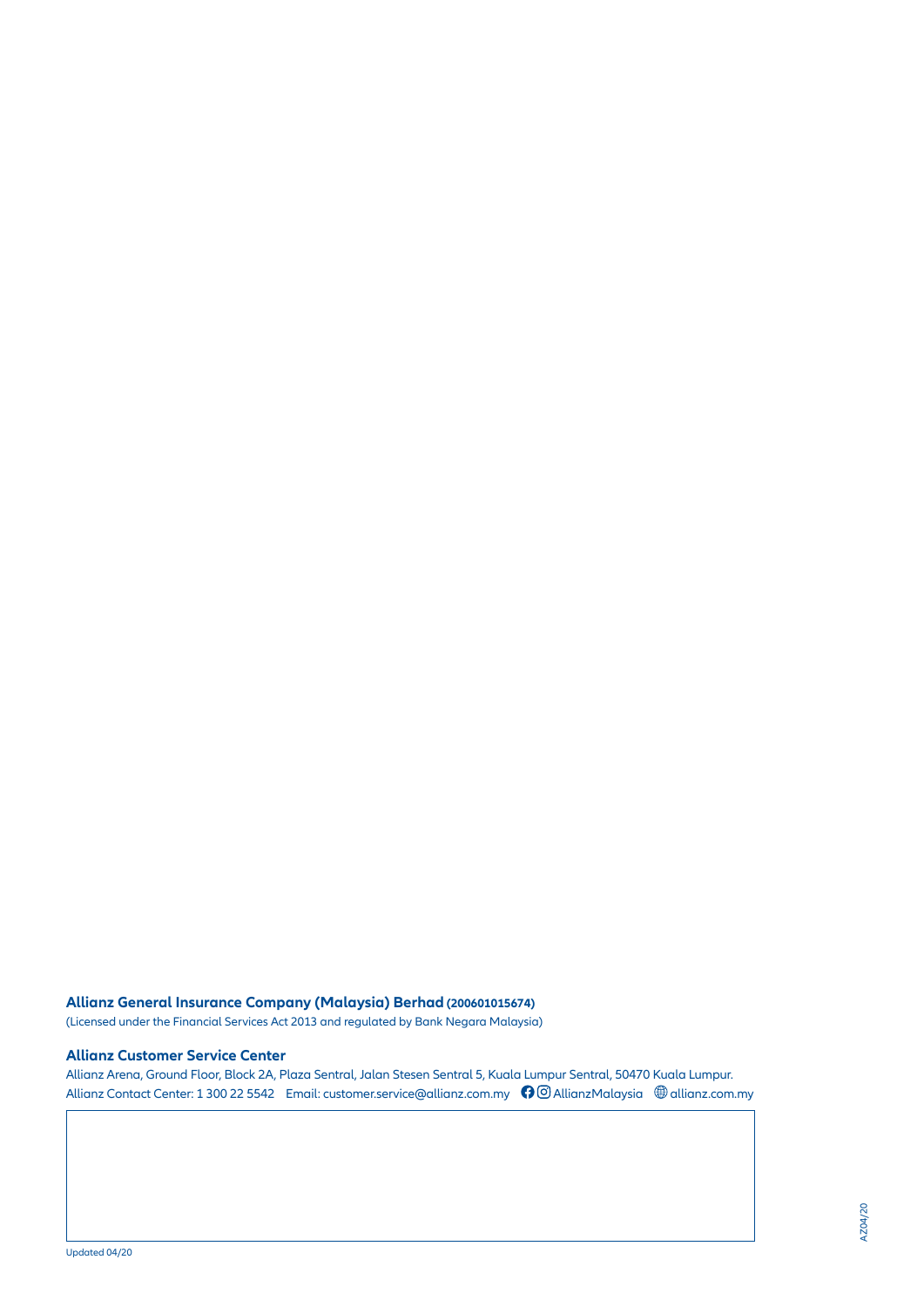**Allianz General Insurance Company (Malaysia) Berhad (200601015674)**
(Licensed under the Financial Services Act 2013 and regulated by Bank Negara Malaysia)

**Allianz Customer Service Center**
Allianz Arena, Ground Floor, Block 2A, Plaza Sentral, Jalan Stesen Sentral 5, Kuala Lumpur Sentral, 50470 Kuala Lumpur.
Allianz Contact Center: 1 300 22 5542 Email: customer.service@allianz.com.my AllianzMalaysia allianz.com.my

Updated 04/20

AZ04/20